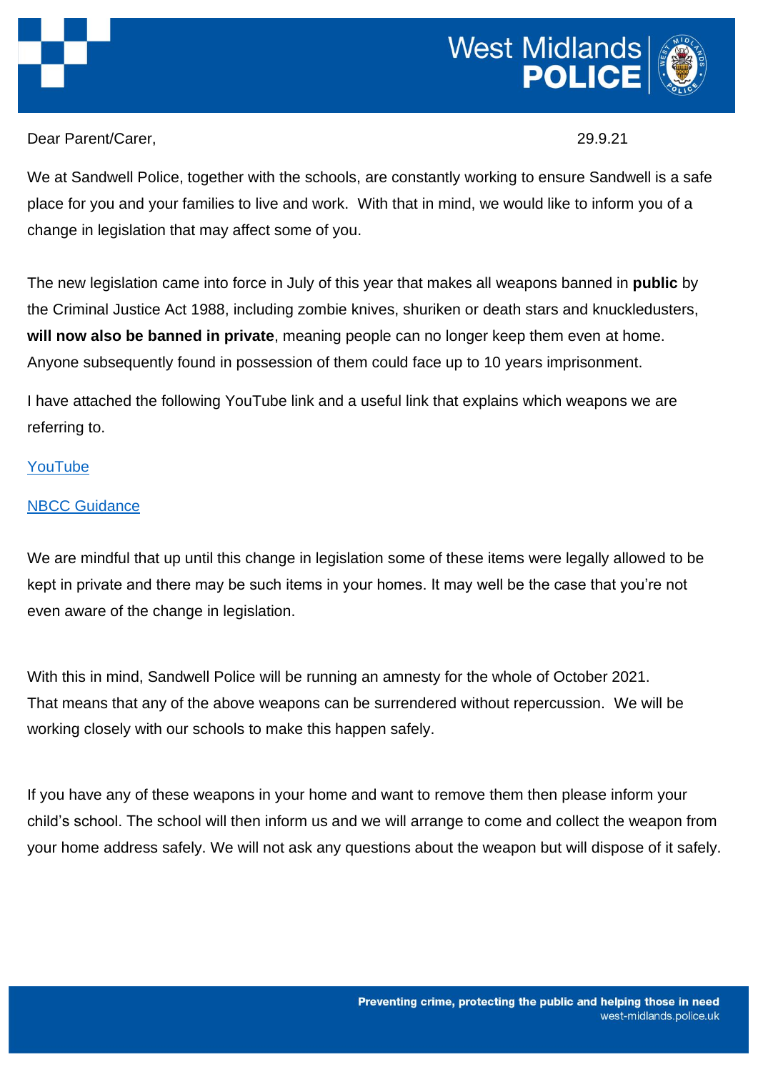West Midlands **POLICE**

Dear Parent/Carer, 29.9.21

We at Sandwell Police, together with the schools, are constantly working to ensure Sandwell is a safe place for you and your families to live and work. With that in mind, we would like to inform you of a change in legislation that may affect some of you.

The new legislation came into force in July of this year that makes all weapons banned in **public** by the Criminal Justice Act 1988, including zombie knives, shuriken or death stars and knuckledusters, **will now also be banned in private**, meaning people can no longer keep them even at home. Anyone subsequently found in possession of them could face up to 10 years imprisonment.

I have attached the following YouTube link and a useful link that explains which weapons we are referring to.

YouTube

NBCC Guidance

We are mindful that up until this change in legislation some of these items were legally allowed to be kept in private and there may be such items in your homes. It may well be the case that you're not even aware of the change in legislation.

With this in mind, Sandwell Police will be running an amnesty for the whole of October 2021. That means that any of the above weapons can be surrendered without repercussion. We will be working closely with our schools to make this happen safely.

If you have any of these weapons in your home and want to remove them then please inform your child's school. The school will then inform us and we will arrange to come and collect the weapon from your home address safely. We will not ask any questions about the weapon but will dispose of it safely.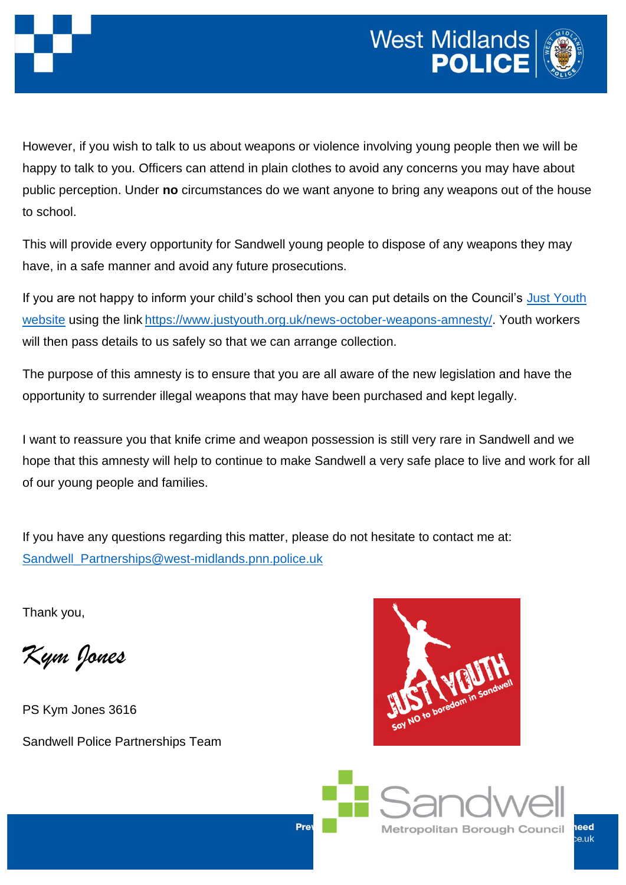However, if you wish to talk to us about weapons or violence involving young people then we will be happy to talk to you. Officers can attend in plain clothes to avoid any concerns you may have about public perception. Under **no** circumstances do we want anyone to bring any weapons out of the house to school.

This will provide every opportunity for Sandwell young people to dispose of any weapons they may have, in a safe manner and avoid any future prosecutions.

If you are not happy to inform your child's school then you can put details on the Council's [Just Youth website](https://www.justyouth.org.uk/news-october-weapons-amnesty/) using the link https://www.justyouth.org.uk/news-october-weapons-amnesty/. Youth workers will then pass details to us safely so that we can arrange collection.

The purpose of this amnesty is to ensure that you are all aware of the new legislation and have the opportunity to surrender illegal weapons that may have been purchased and kept legally.

I want to reassure you that knife crime and weapon possession is still very rare in Sandwell and we hope that this amnesty will help to continue to make Sandwell a very safe place to live and work for all of our young people and families.

If you have any questions regarding this matter, please do not hesitate to contact me at: Sandwell_Partnerships@west-midlands.pnn.police.uk

Thank you,

*Kym Jones*

PS Kym Jones 3616

Sandwell Police Partnerships Team